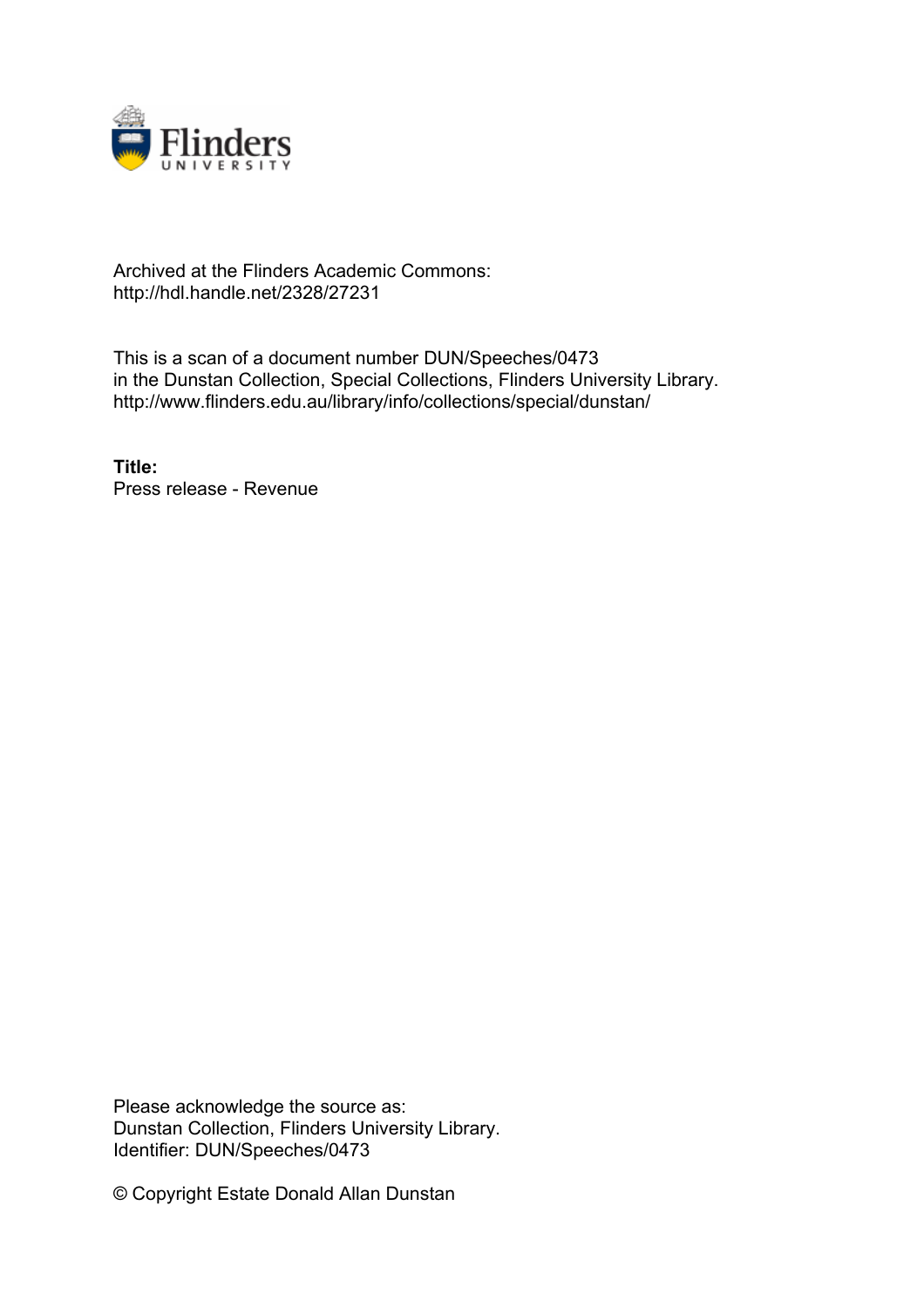Archived at the Flinders Academic Commons:
http://hdl.handle.net/2328/27231

This is a scan of a document number DUN/Speeches/0473
in the Dunstan Collection, Special Collections, Flinders University Library.
http://www.flinders.edu.au/library/info/collections/special/dunstan/

**Title:**
Press release - Revenue

Please acknowledge the source as:
Dunstan Collection, Flinders University Library.
Identifier: DUN/Speeches/0473

© Copyright Estate Donald Allan Dunstan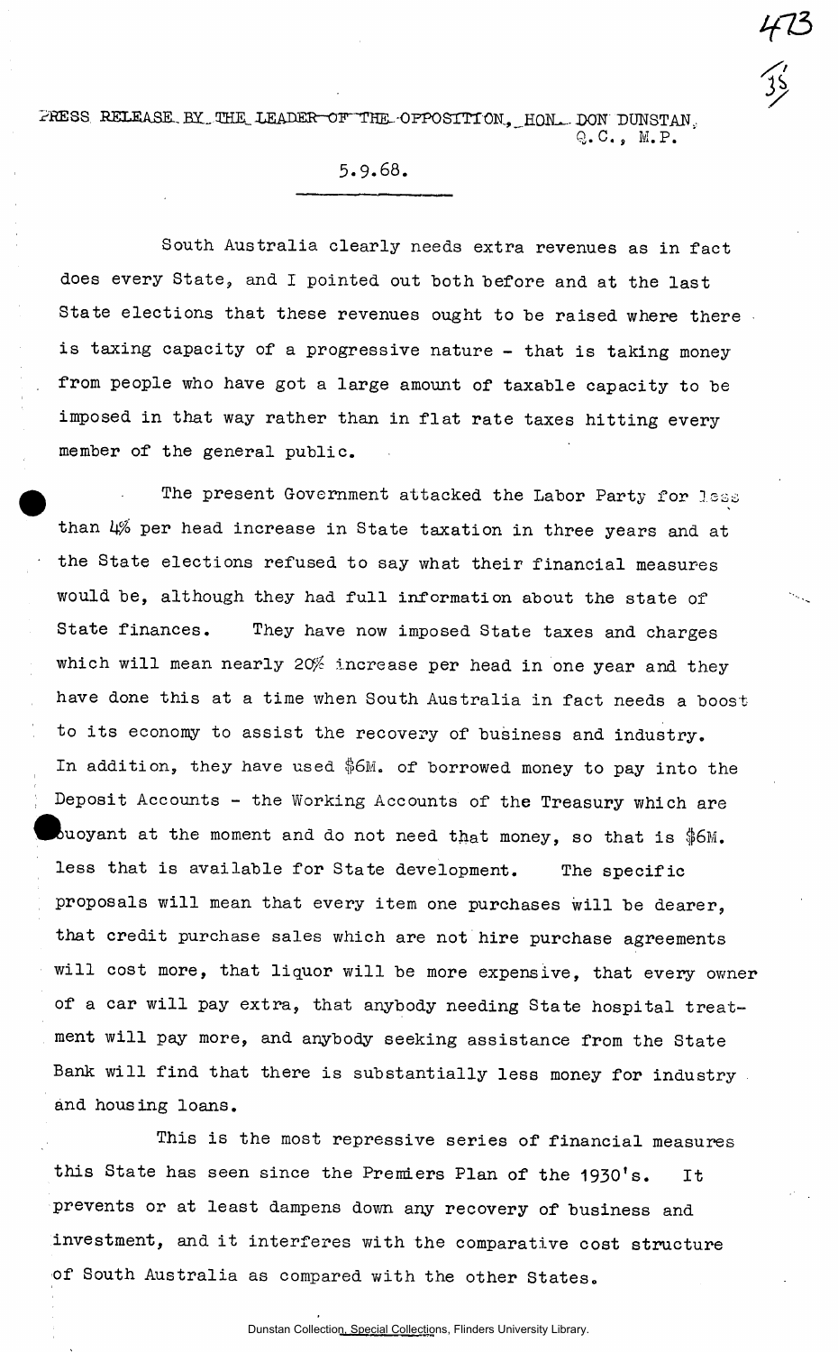PRESS RELEASE BY THE LEADER OF THE OPPOSITION, HON. DON DUNSTAN, Q.C., M.P.

5.9.68.

---

South Australia clearly needs extra revenues as in fact does every State, and I pointed out both before and at the last State elections that these revenues ought to be raised where there is taxing capacity of a progressive nature - that is taking money from people who have got a large amount of taxable capacity to be imposed in that way rather than in flat rate taxes hitting every member of the general public.

The present Government attacked the Labor Party for less than 4% per head increase in State taxation in three years and at the State elections refused to say what their financial measures would be, although they had full information about the state of State finances. They have now imposed State taxes and charges which will mean nearly 20% increase per head in one year and they have done this at a time when South Australia in fact needs a boost to its economy to assist the recovery of business and industry. In addition, they have used $6M. of borrowed money to pay into the Deposit Accounts - the Working Accounts of the Treasury which are buoyant at the moment and do not need that money, so that is $6M. less that is available for State development. The specific proposals will mean that every item one purchases will be dearer, that credit purchase sales which are not hire purchase agreements will cost more, that liquor will be more expensive, that every owner of a car will pay extra, that anybody needing State hospital treatment will pay more, and anybody seeking assistance from the State Bank will find that there is substantially less money for industry and housing loans.

This is the most repressive series of financial measures this State has seen since the Premiers Plan of the 1930's. It prevents or at least dampens down any recovery of business and investment, and it interferes with the comparative cost structure of South Australia as compared with the other States.